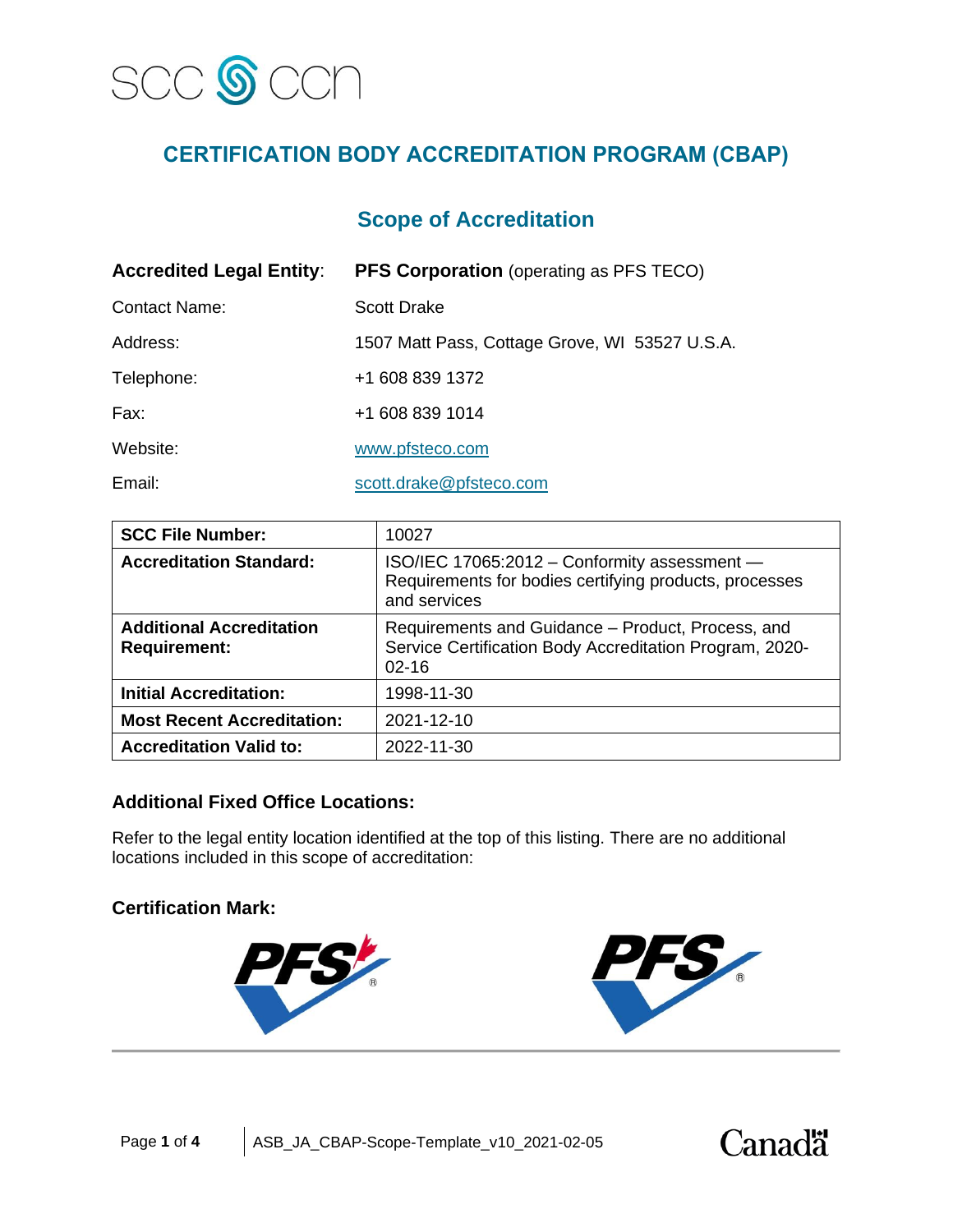# CERTIFICATION BODY ACCREDITATION PROGRAM (CBAP)

## Scope of Accreditation

**Accredited Legal Entity**: **PFS Corporation** (operating as PFS TECO)

Contact Name: Scott Drake

Address: 1507 Matt Pass, Cottage Grove, WI 53527 U.S.A.

Telephone: +1 608 839 1372

Fax: +1 608 839 1014

Website: www.pfsteco.com

Email: scott.drake@pfsteco.com

| | |
|---|---|
| **SCC File Number:** | 10027 |
| **Accreditation Standard:** | ISO/IEC 17065:2012 – Conformity assessment — Requirements for bodies certifying products, processes and services |
| **Additional Accreditation Requirement:** | Requirements and Guidance – Product, Process, and Service Certification Body Accreditation Program, 2020-02-16 |
| **Initial Accreditation:** | 1998-11-30 |
| **Most Recent Accreditation:** | 2021-12-10 |
| **Accreditation Valid to:** | 2022-11-30 |

### Additional Fixed Office Locations:

Refer to the legal entity location identified at the top of this listing. There are no additional locations included in this scope of accreditation:

### Certification Mark: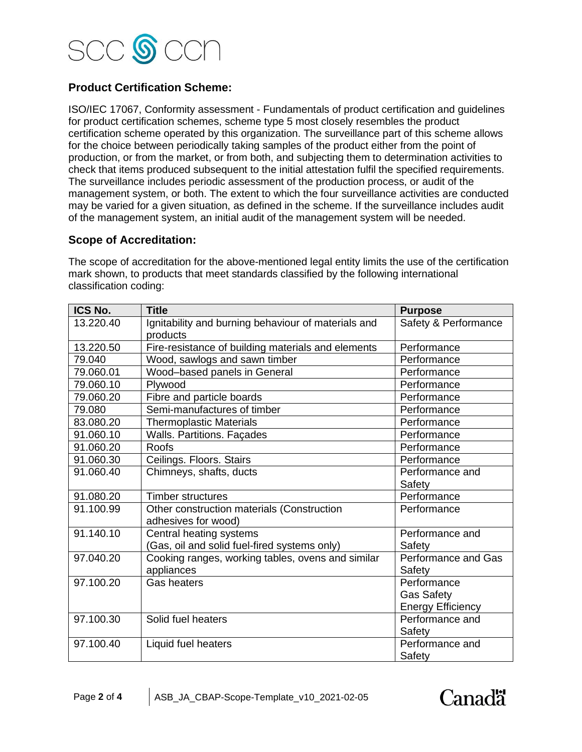## Product Certification Scheme:

ISO/IEC 17067, Conformity assessment - Fundamentals of product certification and guidelines for product certification schemes, scheme type 5 most closely resembles the product certification scheme operated by this organization. The surveillance part of this scheme allows for the choice between periodically taking samples of the product either from the point of production, or from the market, or from both, and subjecting them to determination activities to check that items produced subsequent to the initial attestation fulfil the specified requirements. The surveillance includes periodic assessment of the production process, or audit of the management system, or both. The extent to which the four surveillance activities are conducted may be varied for a given situation, as defined in the scheme. If the surveillance includes audit of the management system, an initial audit of the management system will be needed.

## Scope of Accreditation:

The scope of accreditation for the above-mentioned legal entity limits the use of the certification mark shown, to products that meet standards classified by the following international classification coding:

| ICS No. | Title | Purpose |
|---|---|---|
| 13.220.40 | Ignitability and burning behaviour of materials and products | Safety & Performance |
| 13.220.50 | Fire-resistance of building materials and elements | Performance |
| 79.040 | Wood, sawlogs and sawn timber | Performance |
| 79.060.01 | Wood–based panels in General | Performance |
| 79.060.10 | Plywood | Performance |
| 79.060.20 | Fibre and particle boards | Performance |
| 79.080 | Semi-manufactures of timber | Performance |
| 83.080.20 | Thermoplastic Materials | Performance |
| 91.060.10 | Walls. Partitions. Façades | Performance |
| 91.060.20 | Roofs | Performance |
| 91.060.30 | Ceilings. Floors. Stairs | Performance |
| 91.060.40 | Chimneys, shafts, ducts | Performance and Safety |
| 91.080.20 | Timber structures | Performance |
| 91.100.99 | Other construction materials (Construction adhesives for wood) | Performance |
| 91.140.10 | Central heating systems<br>(Gas, oil and solid fuel-fired systems only) | Performance and Safety |
| 97.040.20 | Cooking ranges, working tables, ovens and similar appliances | Performance and Gas Safety |
| 97.100.20 | Gas heaters | Performance<br>Gas Safety<br>Energy Efficiency |
| 97.100.30 | Solid fuel heaters | Performance and Safety |
| 97.100.40 | Liquid fuel heaters | Performance and Safety |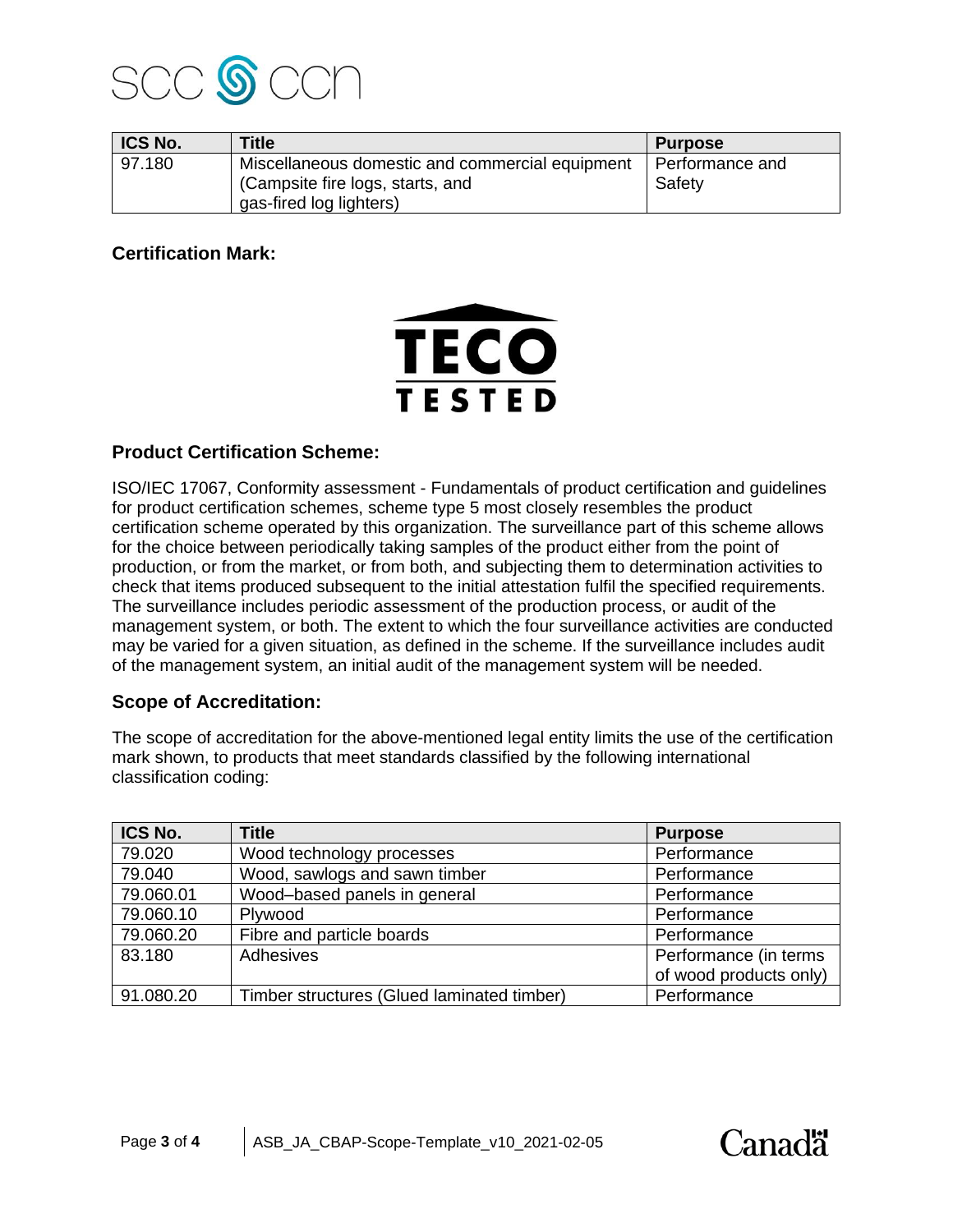| ICS No. | Title | Purpose |
| --- | --- | --- |
| 97.180 | Miscellaneous domestic and commercial equipment (Campsite fire logs, starts, and gas-fired log lighters) | Performance and Safety |

**Certification Mark:**

TECO TESTED

## Product Certification Scheme:

ISO/IEC 17067, Conformity assessment - Fundamentals of product certification and guidelines for product certification schemes, scheme type 5 most closely resembles the product certification scheme operated by this organization. The surveillance part of this scheme allows for the choice between periodically taking samples of the product either from the point of production, or from the market, or from both, and subjecting them to determination activities to check that items produced subsequent to the initial attestation fulfil the specified requirements. The surveillance includes periodic assessment of the production process, or audit of the management system, or both. The extent to which the four surveillance activities are conducted may be varied for a given situation, as defined in the scheme. If the surveillance includes audit of the management system, an initial audit of the management system will be needed.

## Scope of Accreditation:

The scope of accreditation for the above-mentioned legal entity limits the use of the certification mark shown, to products that meet standards classified by the following international classification coding:

| ICS No. | Title | Purpose |
| --- | --- | --- |
| 79.020 | Wood technology processes | Performance |
| 79.040 | Wood, sawlogs and sawn timber | Performance |
| 79.060.01 | Wood–based panels in general | Performance |
| 79.060.10 | Plywood | Performance |
| 79.060.20 | Fibre and particle boards | Performance |
| 83.180 | Adhesives | Performance (in terms of wood products only) |
| 91.080.20 | Timber structures (Glued laminated timber) | Performance |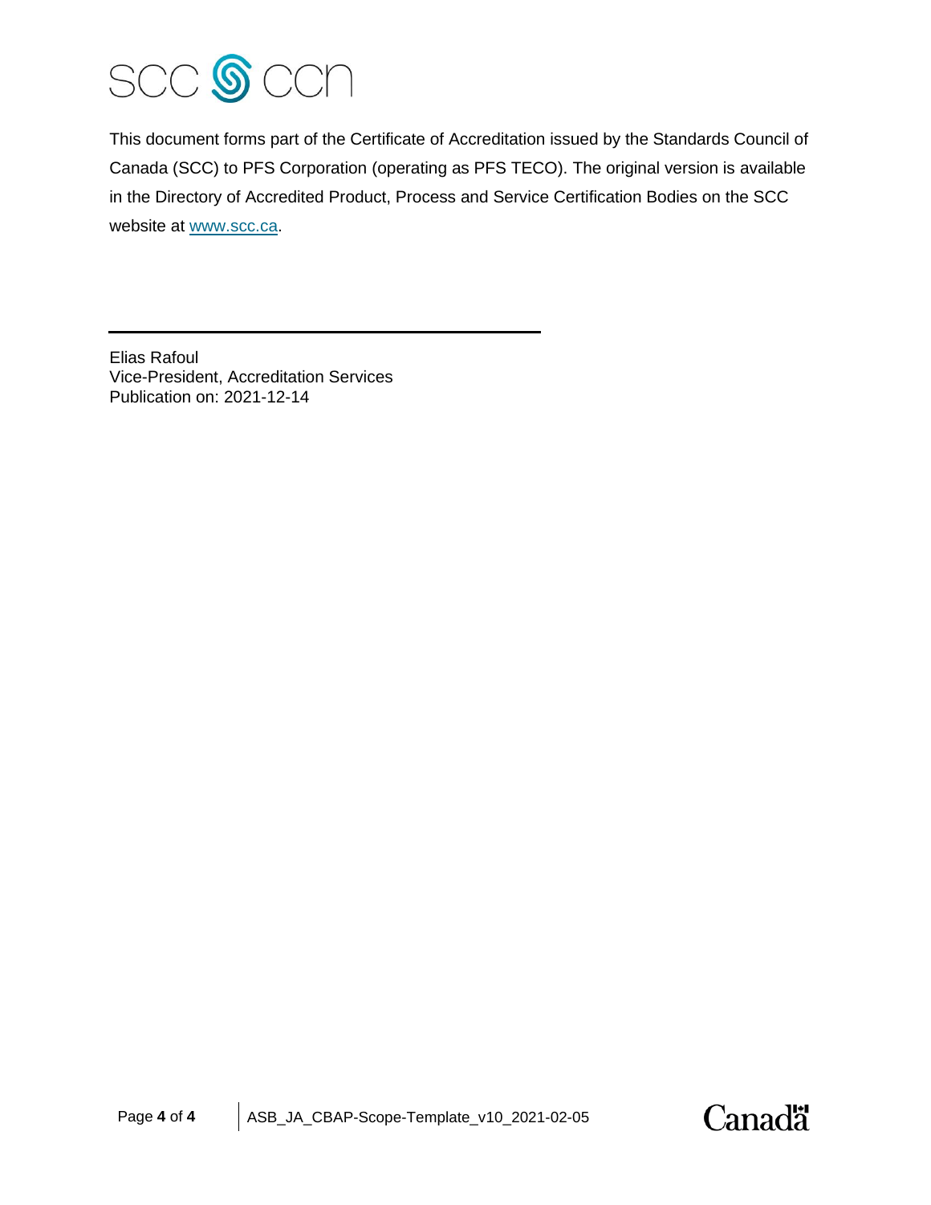SCC CCN

This document forms part of the Certificate of Accreditation issued by the Standards Council of Canada (SCC) to PFS Corporation (operating as PFS TECO). The original version is available in the Directory of Accredited Product, Process and Service Certification Bodies on the SCC website at www.scc.ca.

---

Elias Rafoul
Vice-President, Accreditation Services
Publication on: 2021-12-14